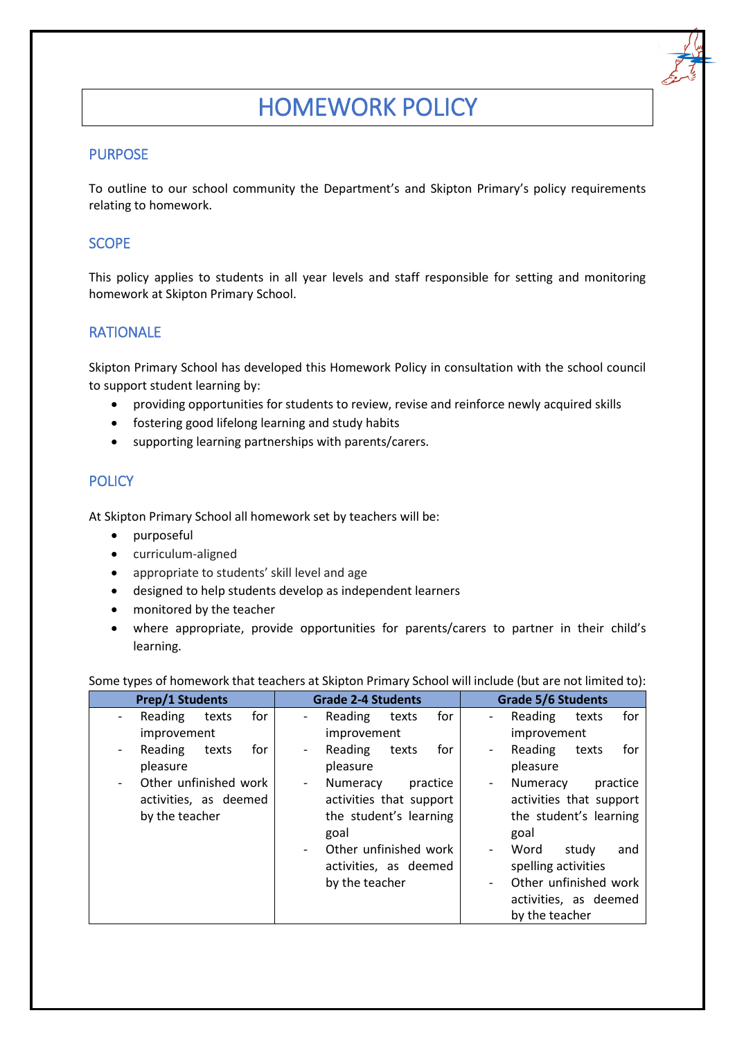# HOMEWORK POLICY

## PURPOSE

To outline to our school community the Department's and Skipton Primary's policy requirements relating to homework.

## SCOPE

This policy applies to students in all year levels and staff responsible for setting and monitoring homework at Skipton Primary School.

## RATIONALE

Skipton Primary School has developed this Homework Policy in consultation with the school council to support student learning by:

- providing opportunities for students to review, revise and reinforce newly acquired skills
- fostering good lifelong learning and study habits
- supporting learning partnerships with parents/carers.

## POLICY

At Skipton Primary School all homework set by teachers will be:

- purposeful
- curriculum-aligned
- appropriate to students' skill level and age
- designed to help students develop as independent learners
- monitored by the teacher
- where appropriate, provide opportunities for parents/carers to partner in their child's learning.

Some types of homework that teachers at Skipton Primary School will include (but are not limited to):

| Prep/1 Students | Grade 2-4 Students | Grade 5/6 Students |
|---|---|---|
| - Reading texts for improvement<br>- Reading texts for pleasure<br>- Other unfinished work activities, as deemed by the teacher | - Reading texts for improvement<br>- Reading texts for pleasure<br>- Numeracy practice activities that support the student's learning goal<br>- Other unfinished work activities, as deemed by the teacher | - Reading texts for improvement<br>- Reading texts for pleasure<br>- Numeracy practice activities that support the student's learning goal<br>- Word study and spelling activities<br>- Other unfinished work activities, as deemed by the teacher |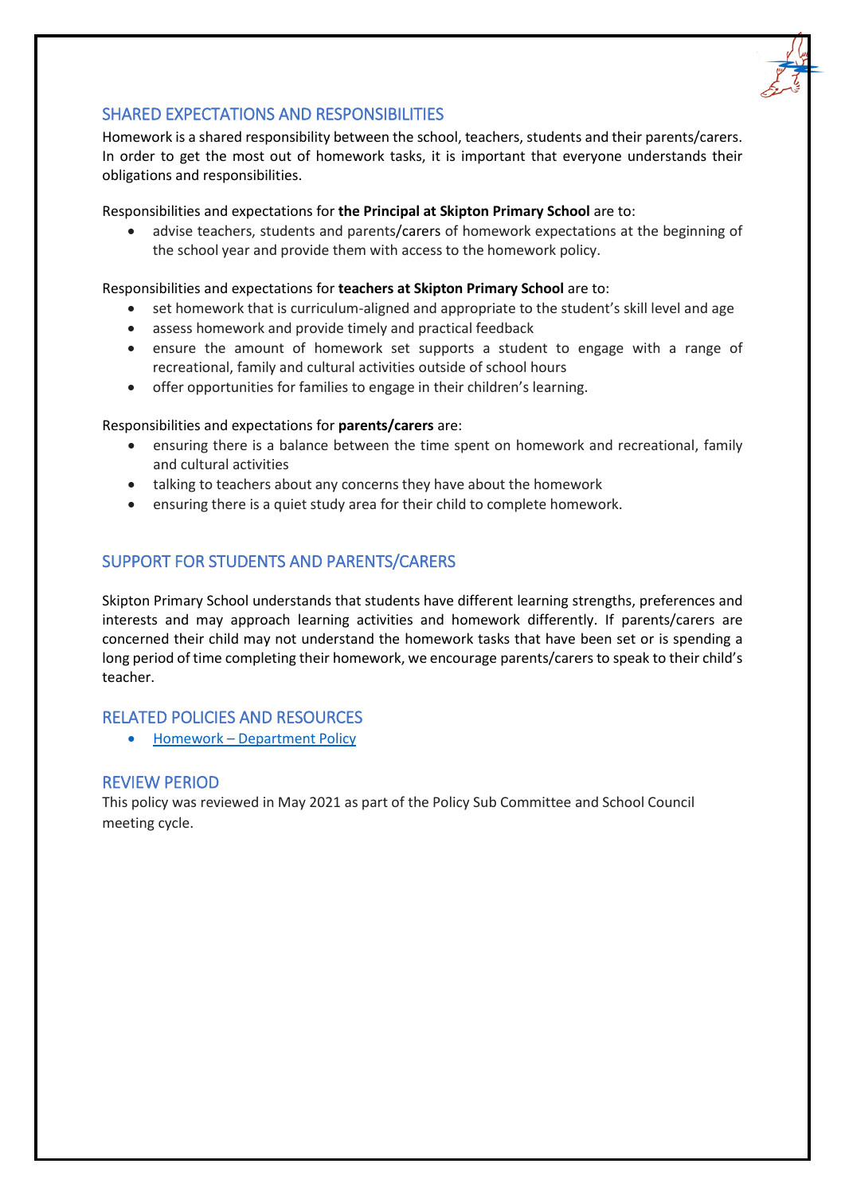## SHARED EXPECTATIONS AND RESPONSIBILITIES

Homework is a shared responsibility between the school, teachers, students and their parents/carers. In order to get the most out of homework tasks, it is important that everyone understands their obligations and responsibilities.

Responsibilities and expectations for **the Principal at Skipton Primary School** are to:

- advise teachers, students and parents/carers of homework expectations at the beginning of the school year and provide them with access to the homework policy.

Responsibilities and expectations for **teachers at Skipton Primary School** are to:

- set homework that is curriculum-aligned and appropriate to the student's skill level and age
- assess homework and provide timely and practical feedback
- ensure the amount of homework set supports a student to engage with a range of recreational, family and cultural activities outside of school hours
- offer opportunities for families to engage in their children's learning.

Responsibilities and expectations for **parents/carers** are:

- ensuring there is a balance between the time spent on homework and recreational, family and cultural activities
- talking to teachers about any concerns they have about the homework
- ensuring there is a quiet study area for their child to complete homework.

## SUPPORT FOR STUDENTS AND PARENTS/CARERS

Skipton Primary School understands that students have different learning strengths, preferences and interests and may approach learning activities and homework differently. If parents/carers are concerned their child may not understand the homework tasks that have been set or is spending a long period of time completing their homework, we encourage parents/carers to speak to their child's teacher.

## RELATED POLICIES AND RESOURCES

- Homework – Department Policy

## REVIEW PERIOD

This policy was reviewed in May 2021 as part of the Policy Sub Committee and School Council meeting cycle.